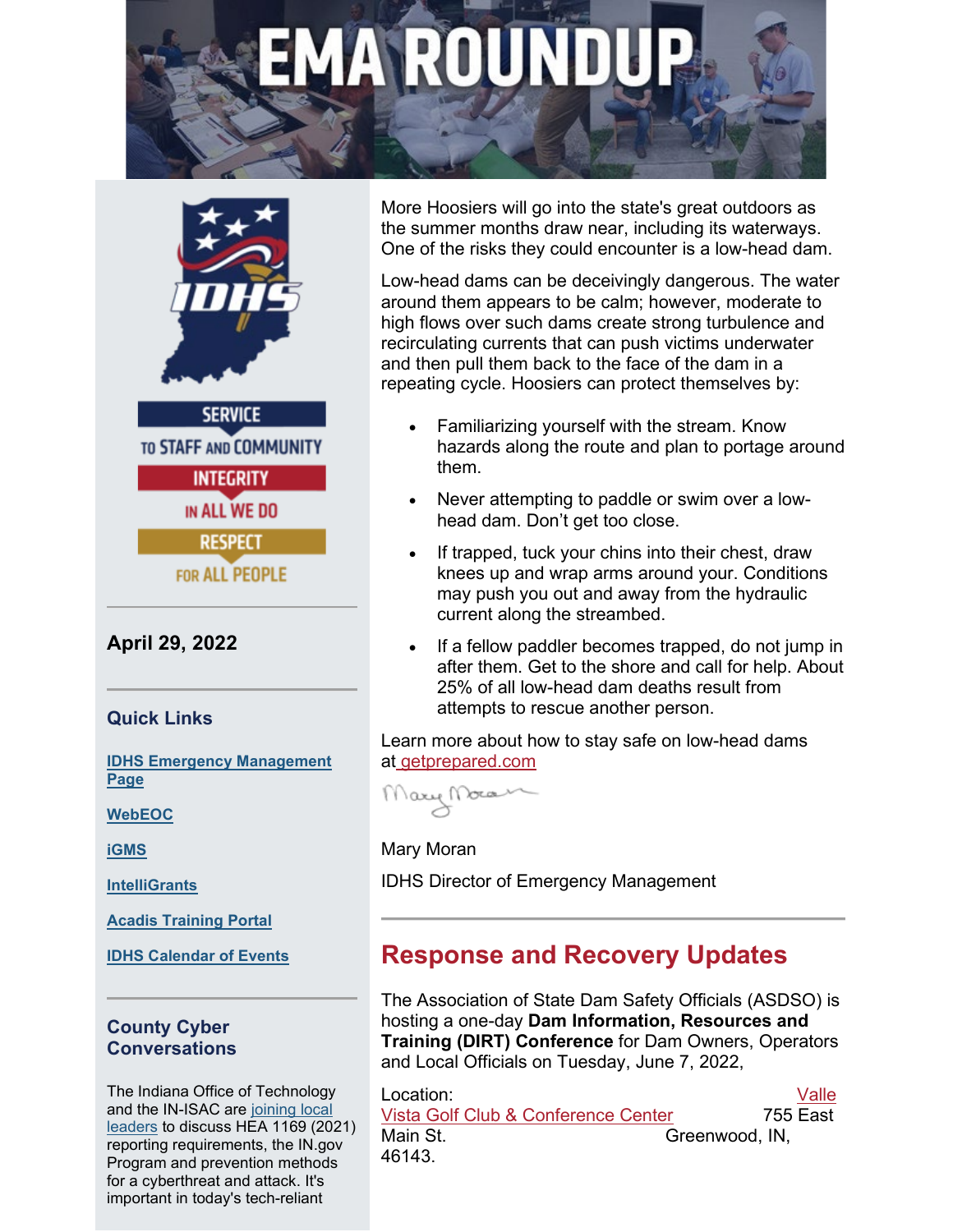# EMA ROUNDUP

SERVICE TO STAFF AND COMMUNITY

INTEGRITY IN ALL WE DO

RESPECT FOR ALL PEOPLE

**April 29, 2022**

### Quick Links

**IDHS Emergency Management Page**

**WebEOC**

**iGMS**

**IntelliGrants**

**Acadis Training Portal**

**IDHS Calendar of Events**

### County Cyber Conversations

The Indiana Office of Technology and the IN-ISAC are joining local leaders to discuss HEA 1169 (2021) reporting requirements, the IN.gov Program and prevention methods for a cyberthreat and attack. It's important in today's tech-reliant

More Hoosiers will go into the state's great outdoors as the summer months draw near, including its waterways. One of the risks they could encounter is a low-head dam.

Low-head dams can be deceivingly dangerous. The water around them appears to be calm; however, moderate to high flows over such dams create strong turbulence and recirculating currents that can push victims underwater and then pull them back to the face of the dam in a repeating cycle. Hoosiers can protect themselves by:

- Familiarizing yourself with the stream. Know hazards along the route and plan to portage around them.
- Never attempting to paddle or swim over a low-head dam. Don't get too close.
- If trapped, tuck your chins into their chest, draw knees up and wrap arms around your. Conditions may push you out and away from the hydraulic current along the streambed.
- If a fellow paddler becomes trapped, do not jump in after them. Get to the shore and call for help. About 25% of all low-head dam deaths result from attempts to rescue another person.

Learn more about how to stay safe on low-head dams at getprepared.com

Mary Moran

IDHS Director of Emergency Management

## Response and Recovery Updates

The Association of State Dam Safety Officials (ASDSO) is hosting a one-day **Dam Information, Resources and Training (DIRT) Conference** for Dam Owners, Operators and Local Officials on Tuesday, June 7, 2022,

Location: Valle Vista Golf Club & Conference Center 755 East Main St. Greenwood, IN, 46143.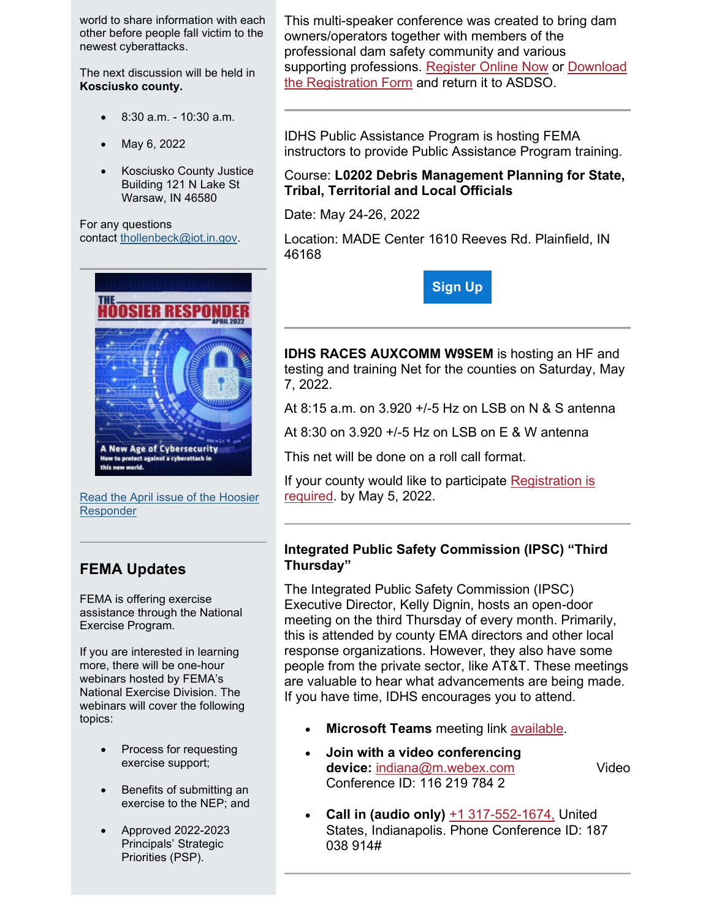world to share information with each other before people fall victim to the newest cyberattacks.

The next discussion will be held in **Kosciusko county.**

- 8:30 a.m. - 10:30 a.m.
- May 6, 2022
- Kosciusko County Justice Building 121 N Lake St Warsaw, IN 46580

For any questions contact thollenbeck@iot.in.gov.

---

Read the April issue of the Hoosier Responder

---

## FEMA Updates

FEMA is offering exercise assistance through the National Exercise Program.

If you are interested in learning more, there will be one-hour webinars hosted by FEMA's National Exercise Division. The webinars will cover the following topics:

- Process for requesting exercise support;
- Benefits of submitting an exercise to the NEP; and
- Approved 2022-2023 Principals' Strategic Priorities (PSP).

This multi-speaker conference was created to bring dam owners/operators together with members of the professional dam safety community and various supporting professions. Register Online Now or Download the Registration Form and return it to ASDSO.

---

IDHS Public Assistance Program is hosting FEMA instructors to provide Public Assistance Program training.

Course: **L0202 Debris Management Planning for State, Tribal, Territorial and Local Officials**

Date: May 24-26, 2022

Location: MADE Center 1610 Reeves Rd. Plainfield, IN 46168

Sign Up

---

**IDHS RACES AUXCOMM W9SEM** is hosting an HF and testing and training Net for the counties on Saturday, May 7, 2022.

At 8:15 a.m. on 3.920 +/-5 Hz on LSB on N & S antenna

At 8:30 on 3.920 +/-5 Hz on LSB on E & W antenna

This net will be done on a roll call format.

If your county would like to participate Registration is required. by May 5, 2022.

---

**Integrated Public Safety Commission (IPSC) "Third Thursday"**

The Integrated Public Safety Commission (IPSC) Executive Director, Kelly Dignin, hosts an open-door meeting on the third Thursday of every month. Primarily, this is attended by county EMA directors and other local response organizations. However, they also have some people from the private sector, like AT&T. These meetings are valuable to hear what advancements are being made. If you have time, IDHS encourages you to attend.

- **Microsoft Teams** meeting link available.
- **Join with a video conferencing device:** indiana@m.webex.com Video Conference ID: 116 219 784 2
- **Call in (audio only)** +1 317-552-1674, United States, Indianapolis. Phone Conference ID: 187 038 914#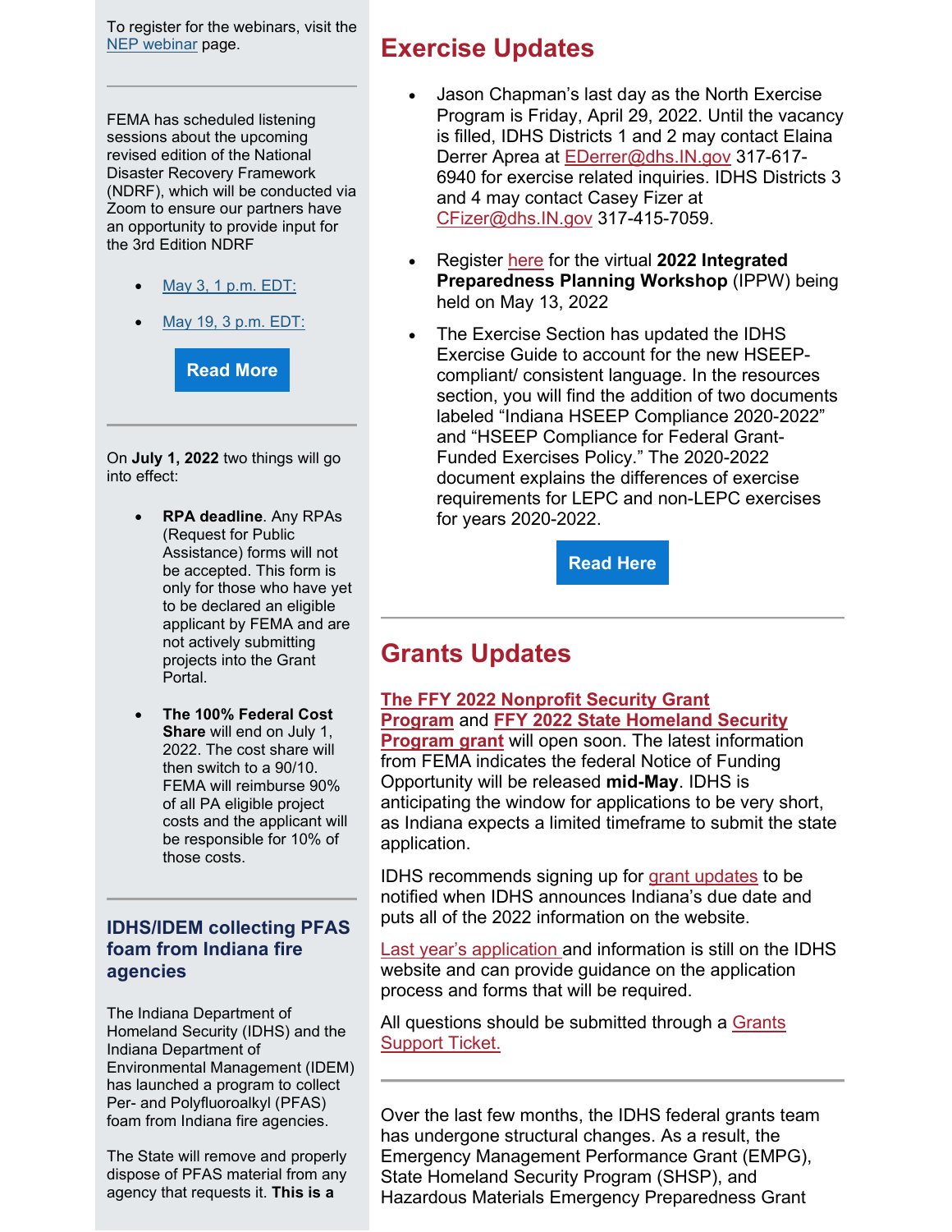To register for the webinars, visit the NEP webinar page.

---

FEMA has scheduled listening sessions about the upcoming revised edition of the National Disaster Recovery Framework (NDRF), which will be conducted via Zoom to ensure our partners have an opportunity to provide input for the 3rd Edition NDRF

- May 3, 1 p.m. EDT:
- May 19, 3 p.m. EDT:

Read More

---

On **July 1, 2022** two things will go into effect:

- **RPA deadline**. Any RPAs (Request for Public Assistance) forms will not be accepted. This form is only for those who have yet to be declared an eligible applicant by FEMA and are not actively submitting projects into the Grant Portal.
- **The 100% Federal Cost Share** will end on July 1, 2022. The cost share will then switch to a 90/10. FEMA will reimburse 90% of all PA eligible project costs and the applicant will be responsible for 10% of those costs.

---

### IDHS/IDEM collecting PFAS foam from Indiana fire agencies

The Indiana Department of Homeland Security (IDHS) and the Indiana Department of Environmental Management (IDEM) has launched a program to collect Per- and Polyfluoroalkyl (PFAS) foam from Indiana fire agencies.

The State will remove and properly dispose of PFAS material from any agency that requests it. **This is a**

## Exercise Updates

- Jason Chapman's last day as the North Exercise Program is Friday, April 29, 2022. Until the vacancy is filled, IDHS Districts 1 and 2 may contact Elaina Derrer Aprea at EDerrer@dhs.IN.gov 317-617-6940 for exercise related inquiries. IDHS Districts 3 and 4 may contact Casey Fizer at CFizer@dhs.IN.gov 317-415-7059.
- Register here for the virtual **2022 Integrated Preparedness Planning Workshop** (IPPW) being held on May 13, 2022
- The Exercise Section has updated the IDHS Exercise Guide to account for the new HSEEP-compliant/ consistent language. In the resources section, you will find the addition of two documents labeled "Indiana HSEEP Compliance 2020-2022" and "HSEEP Compliance for Federal Grant-Funded Exercises Policy." The 2020-2022 document explains the differences of exercise requirements for LEPC and non-LEPC exercises for years 2020-2022.

Read Here

---

## Grants Updates

**The FFY 2022 Nonprofit Security Grant Program** and **FFY 2022 State Homeland Security Program grant** will open soon. The latest information from FEMA indicates the federal Notice of Funding Opportunity will be released **mid-May**. IDHS is anticipating the window for applications to be very short, as Indiana expects a limited timeframe to submit the state application.

IDHS recommends signing up for grant updates to be notified when IDHS announces Indiana's due date and puts all of the 2022 information on the website.

Last year's application and information is still on the IDHS website and can provide guidance on the application process and forms that will be required.

All questions should be submitted through a Grants Support Ticket.

---

Over the last few months, the IDHS federal grants team has undergone structural changes. As a result, the Emergency Management Performance Grant (EMPG), State Homeland Security Program (SHSP), and Hazardous Materials Emergency Preparedness Grant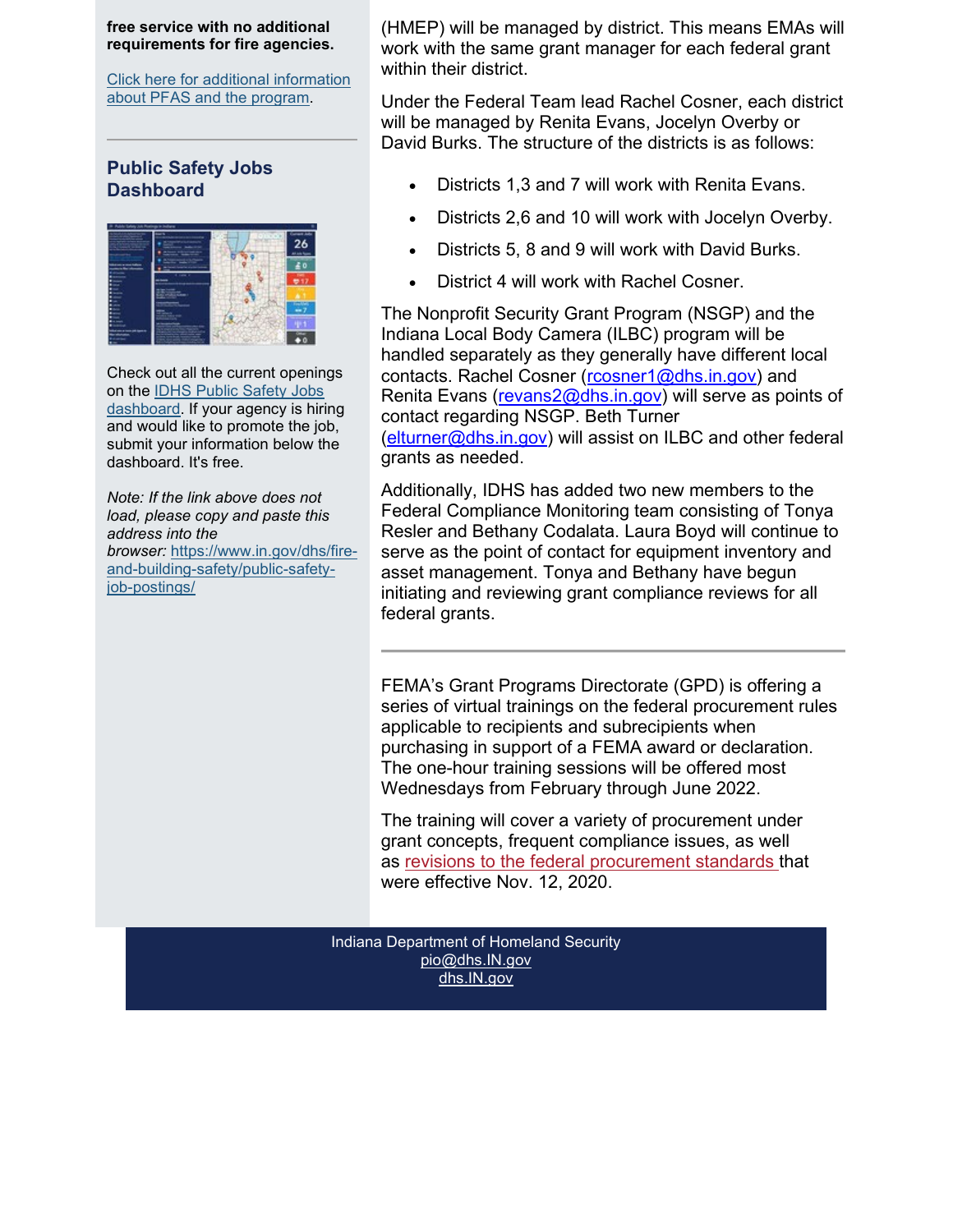**free service with no additional requirements for fire agencies.**

Click here for additional information about PFAS and the program.

## Public Safety Jobs Dashboard

Check out all the current openings on the IDHS Public Safety Jobs dashboard. If your agency is hiring and would like to promote the job, submit your information below the dashboard. It's free.

*Note: If the link above does not load, please copy and paste this address into the browser:* https://www.in.gov/dhs/fire-and-building-safety/public-safety-job-postings/

(HMEP) will be managed by district. This means EMAs will work with the same grant manager for each federal grant within their district.

Under the Federal Team lead Rachel Cosner, each district will be managed by Renita Evans, Jocelyn Overby or David Burks. The structure of the districts is as follows:

- Districts 1,3 and 7 will work with Renita Evans.
- Districts 2,6 and 10 will work with Jocelyn Overby.
- Districts 5, 8 and 9 will work with David Burks.
- District 4 will work with Rachel Cosner.

The Nonprofit Security Grant Program (NSGP) and the Indiana Local Body Camera (ILBC) program will be handled separately as they generally have different local contacts. Rachel Cosner (rcosner1@dhs.in.gov) and Renita Evans (revans2@dhs.in.gov) will serve as points of contact regarding NSGP. Beth Turner (elturner@dhs.in.gov) will assist on ILBC and other federal grants as needed.

Additionally, IDHS has added two new members to the Federal Compliance Monitoring team consisting of Tonya Resler and Bethany Codalata. Laura Boyd will continue to serve as the point of contact for equipment inventory and asset management. Tonya and Bethany have begun initiating and reviewing grant compliance reviews for all federal grants.

---

FEMA's Grant Programs Directorate (GPD) is offering a series of virtual trainings on the federal procurement rules applicable to recipients and subrecipients when purchasing in support of a FEMA award or declaration. The one-hour training sessions will be offered most Wednesdays from February through June 2022.

The training will cover a variety of procurement under grant concepts, frequent compliance issues, as well as revisions to the federal procurement standards that were effective Nov. 12, 2020.

Indiana Department of Homeland Security
pio@dhs.IN.gov
dhs.IN.gov